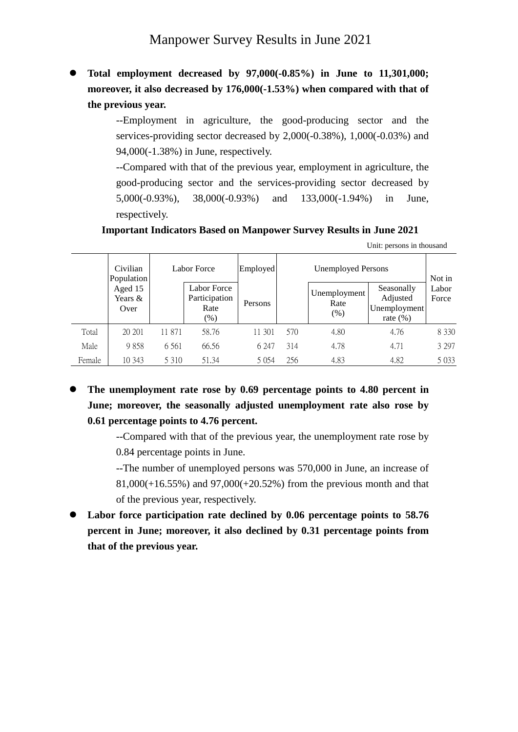# Manpower Survey Results in June 2021

- **Total employment decreased by 97,000(-0.85%) in June to 11,301,000; moreover, it also decreased by 176,000(-1.53%) when compared with that of the previous year.**

  --Employment in agriculture, the good-producing sector and the services-providing sector decreased by 2,000(-0.38%), 1,000(-0.03%) and 94,000(-1.38%) in June, respectively.

  --Compared with that of the previous year, employment in agriculture, the good-producing sector and the services-providing sector decreased by 5,000(-0.93%), 38,000(-0.93%) and 133,000(-1.94%) in June, respectively.

**Important Indicators Based on Manpower Survey Results in June 2021**

Unit: persons in thousand

| | Civilian Population Aged 15 Years & Over | Labor Force | | Employed Persons | Unemployed Persons | | | Not in Labor Force |
|---|---|---|---|---|---|---|---|---|
| | | | Labor Force Participation Rate (%) | | | Unemployment Rate (%) | Seasonally Adjusted Unemployment rate (%) | |
| Total | 20 201 | 11 871 | 58.76 | 11 301 | 570 | 4.80 | 4.76 | 8 330 |
| Male | 9 858 | 6 561 | 66.56 | 6 247 | 314 | 4.78 | 4.71 | 3 297 |
| Female | 10 343 | 5 310 | 51.34 | 5 054 | 256 | 4.83 | 4.82 | 5 033 |

- **The unemployment rate rose by 0.69 percentage points to 4.80 percent in June; moreover, the seasonally adjusted unemployment rate also rose by 0.61 percentage points to 4.76 percent.**

  --Compared with that of the previous year, the unemployment rate rose by 0.84 percentage points in June.

  --The number of unemployed persons was 570,000 in June, an increase of 81,000(+16.55%) and 97,000(+20.52%) from the previous month and that of the previous year, respectively.

- **Labor force participation rate declined by 0.06 percentage points to 58.76 percent in June; moreover, it also declined by 0.31 percentage points from that of the previous year.**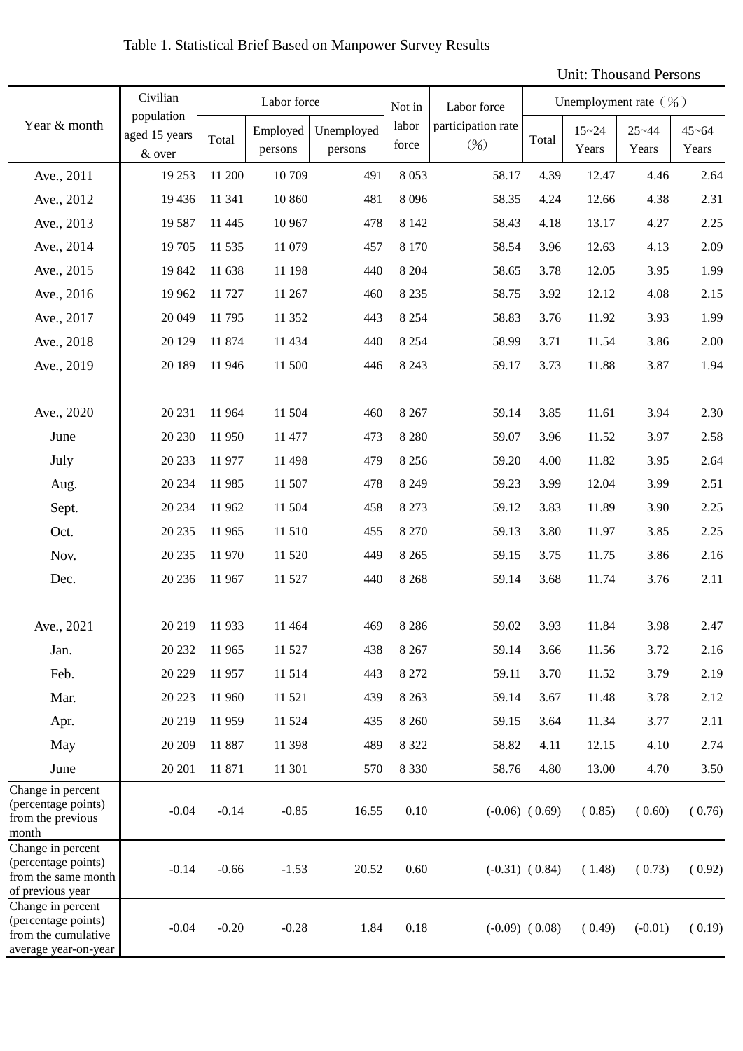## Table 1. Statistical Brief Based on Manpower Survey Results

Unit: Thousand Persons

| Year & month | Civilian population aged 15 years & over | Labor force | | | Not in labor force | Labor force participation rate (%) | Unemployment rate（%） | | | |
|---|---|---|---|---|---|---|---|---|---|---|
| | | Total | Employed persons | Unemployed persons | | | Total | 15~24 Years | 25~44 Years | 45~64 Years |
| Ave., 2011 | 19 253 | 11 200 | 10 709 | 491 | 8 053 | 58.17 | 4.39 | 12.47 | 4.46 | 2.64 |
| Ave., 2012 | 19 436 | 11 341 | 10 860 | 481 | 8 096 | 58.35 | 4.24 | 12.66 | 4.38 | 2.31 |
| Ave., 2013 | 19 587 | 11 445 | 10 967 | 478 | 8 142 | 58.43 | 4.18 | 13.17 | 4.27 | 2.25 |
| Ave., 2014 | 19 705 | 11 535 | 11 079 | 457 | 8 170 | 58.54 | 3.96 | 12.63 | 4.13 | 2.09 |
| Ave., 2015 | 19 842 | 11 638 | 11 198 | 440 | 8 204 | 58.65 | 3.78 | 12.05 | 3.95 | 1.99 |
| Ave., 2016 | 19 962 | 11 727 | 11 267 | 460 | 8 235 | 58.75 | 3.92 | 12.12 | 4.08 | 2.15 |
| Ave., 2017 | 20 049 | 11 795 | 11 352 | 443 | 8 254 | 58.83 | 3.76 | 11.92 | 3.93 | 1.99 |
| Ave., 2018 | 20 129 | 11 874 | 11 434 | 440 | 8 254 | 58.99 | 3.71 | 11.54 | 3.86 | 2.00 |
| Ave., 2019 | 20 189 | 11 946 | 11 500 | 446 | 8 243 | 59.17 | 3.73 | 11.88 | 3.87 | 1.94 |
| Ave., 2020 | 20 231 | 11 964 | 11 504 | 460 | 8 267 | 59.14 | 3.85 | 11.61 | 3.94 | 2.30 |
| June | 20 230 | 11 950 | 11 477 | 473 | 8 280 | 59.07 | 3.96 | 11.52 | 3.97 | 2.58 |
| July | 20 233 | 11 977 | 11 498 | 479 | 8 256 | 59.20 | 4.00 | 11.82 | 3.95 | 2.64 |
| Aug. | 20 234 | 11 985 | 11 507 | 478 | 8 249 | 59.23 | 3.99 | 12.04 | 3.99 | 2.51 |
| Sept. | 20 234 | 11 962 | 11 504 | 458 | 8 273 | 59.12 | 3.83 | 11.89 | 3.90 | 2.25 |
| Oct. | 20 235 | 11 965 | 11 510 | 455 | 8 270 | 59.13 | 3.80 | 11.97 | 3.85 | 2.25 |
| Nov. | 20 235 | 11 970 | 11 520 | 449 | 8 265 | 59.15 | 3.75 | 11.75 | 3.86 | 2.16 |
| Dec. | 20 236 | 11 967 | 11 527 | 440 | 8 268 | 59.14 | 3.68 | 11.74 | 3.76 | 2.11 |
| Ave., 2021 | 20 219 | 11 933 | 11 464 | 469 | 8 286 | 59.02 | 3.93 | 11.84 | 3.98 | 2.47 |
| Jan. | 20 232 | 11 965 | 11 527 | 438 | 8 267 | 59.14 | 3.66 | 11.56 | 3.72 | 2.16 |
| Feb. | 20 229 | 11 957 | 11 514 | 443 | 8 272 | 59.11 | 3.70 | 11.52 | 3.79 | 2.19 |
| Mar. | 20 223 | 11 960 | 11 521 | 439 | 8 263 | 59.14 | 3.67 | 11.48 | 3.78 | 2.12 |
| Apr. | 20 219 | 11 959 | 11 524 | 435 | 8 260 | 59.15 | 3.64 | 11.34 | 3.77 | 2.11 |
| May | 20 209 | 11 887 | 11 398 | 489 | 8 322 | 58.82 | 4.11 | 12.15 | 4.10 | 2.74 |
| June | 20 201 | 11 871 | 11 301 | 570 | 8 330 | 58.76 | 4.80 | 13.00 | 4.70 | 3.50 |
| Change in percent (percentage points) from the previous month | -0.04 | -0.14 | -0.85 | 16.55 | 0.10 | (-0.06) | ( 0.69) | ( 0.85) | ( 0.60) | ( 0.76) |
| Change in percent (percentage points) from the same month of previous year | -0.14 | -0.66 | -1.53 | 20.52 | 0.60 | (-0.31) | ( 0.84) | ( 1.48) | ( 0.73) | ( 0.92) |
| Change in percent (percentage points) from the cumulative average year-on-year | -0.04 | -0.20 | -0.28 | 1.84 | 0.18 | (-0.09) | ( 0.08) | ( 0.49) | (-0.01) | ( 0.19) |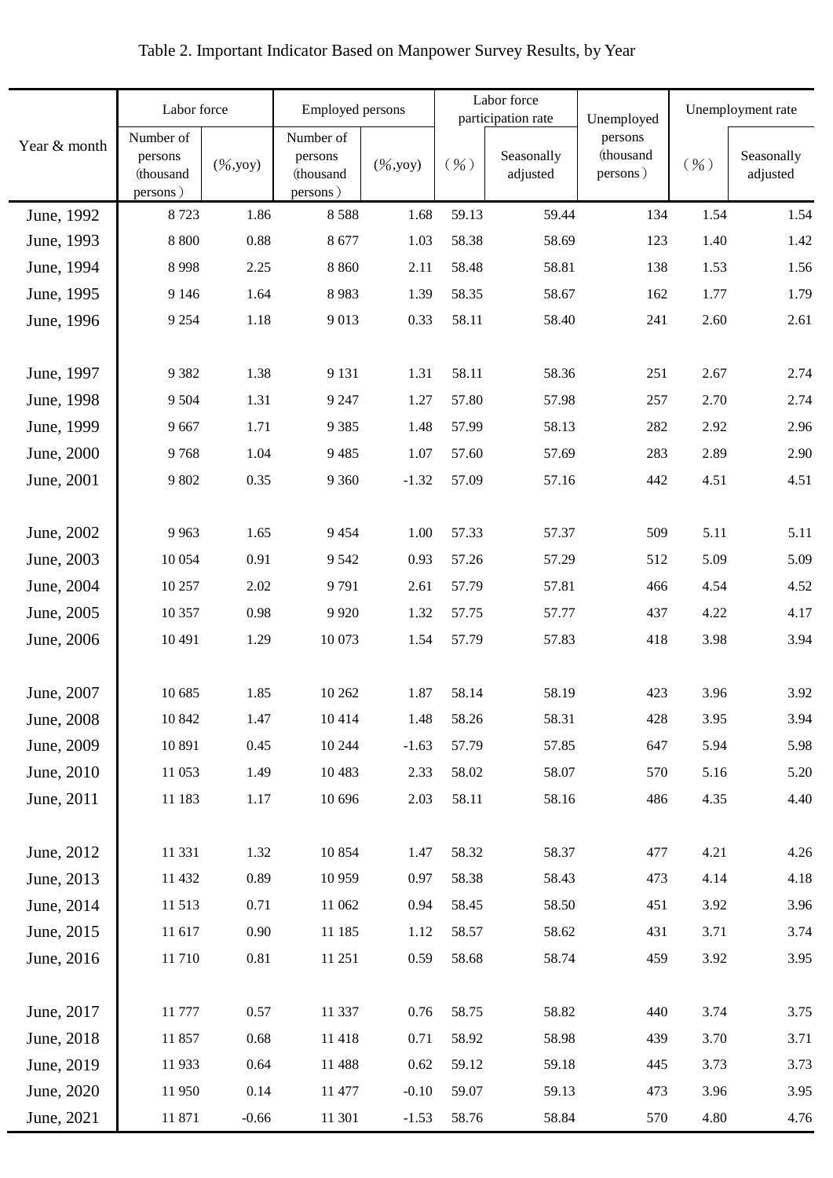Table 2. Important Indicator Based on Manpower Survey Results, by Year

| Year & month | Labor force | | Employed persons | | Labor force participation rate | | Unemployed persons (thousand persons) | Unemployment rate | |
|---|---|---|---|---|---|---|---|---|---|
| | Number of persons (thousand persons) | (%,yoy) | Number of persons (thousand persons) | (%,yoy) | (%) | Seasonally adjusted | | (%) | Seasonally adjusted |
| June, 1992 | 8 723 | 1.86 | 8 588 | 1.68 | 59.13 | 59.44 | 134 | 1.54 | 1.54 |
| June, 1993 | 8 800 | 0.88 | 8 677 | 1.03 | 58.38 | 58.69 | 123 | 1.40 | 1.42 |
| June, 1994 | 8 998 | 2.25 | 8 860 | 2.11 | 58.48 | 58.81 | 138 | 1.53 | 1.56 |
| June, 1995 | 9 146 | 1.64 | 8 983 | 1.39 | 58.35 | 58.67 | 162 | 1.77 | 1.79 |
| June, 1996 | 9 254 | 1.18 | 9 013 | 0.33 | 58.11 | 58.40 | 241 | 2.60 | 2.61 |
| June, 1997 | 9 382 | 1.38 | 9 131 | 1.31 | 58.11 | 58.36 | 251 | 2.67 | 2.74 |
| June, 1998 | 9 504 | 1.31 | 9 247 | 1.27 | 57.80 | 57.98 | 257 | 2.70 | 2.74 |
| June, 1999 | 9 667 | 1.71 | 9 385 | 1.48 | 57.99 | 58.13 | 282 | 2.92 | 2.96 |
| June, 2000 | 9 768 | 1.04 | 9 485 | 1.07 | 57.60 | 57.69 | 283 | 2.89 | 2.90 |
| June, 2001 | 9 802 | 0.35 | 9 360 | -1.32 | 57.09 | 57.16 | 442 | 4.51 | 4.51 |
| June, 2002 | 9 963 | 1.65 | 9 454 | 1.00 | 57.33 | 57.37 | 509 | 5.11 | 5.11 |
| June, 2003 | 10 054 | 0.91 | 9 542 | 0.93 | 57.26 | 57.29 | 512 | 5.09 | 5.09 |
| June, 2004 | 10 257 | 2.02 | 9 791 | 2.61 | 57.79 | 57.81 | 466 | 4.54 | 4.52 |
| June, 2005 | 10 357 | 0.98 | 9 920 | 1.32 | 57.75 | 57.77 | 437 | 4.22 | 4.17 |
| June, 2006 | 10 491 | 1.29 | 10 073 | 1.54 | 57.79 | 57.83 | 418 | 3.98 | 3.94 |
| June, 2007 | 10 685 | 1.85 | 10 262 | 1.87 | 58.14 | 58.19 | 423 | 3.96 | 3.92 |
| June, 2008 | 10 842 | 1.47 | 10 414 | 1.48 | 58.26 | 58.31 | 428 | 3.95 | 3.94 |
| June, 2009 | 10 891 | 0.45 | 10 244 | -1.63 | 57.79 | 57.85 | 647 | 5.94 | 5.98 |
| June, 2010 | 11 053 | 1.49 | 10 483 | 2.33 | 58.02 | 58.07 | 570 | 5.16 | 5.20 |
| June, 2011 | 11 183 | 1.17 | 10 696 | 2.03 | 58.11 | 58.16 | 486 | 4.35 | 4.40 |
| June, 2012 | 11 331 | 1.32 | 10 854 | 1.47 | 58.32 | 58.37 | 477 | 4.21 | 4.26 |
| June, 2013 | 11 432 | 0.89 | 10 959 | 0.97 | 58.38 | 58.43 | 473 | 4.14 | 4.18 |
| June, 2014 | 11 513 | 0.71 | 11 062 | 0.94 | 58.45 | 58.50 | 451 | 3.92 | 3.96 |
| June, 2015 | 11 617 | 0.90 | 11 185 | 1.12 | 58.57 | 58.62 | 431 | 3.71 | 3.74 |
| June, 2016 | 11 710 | 0.81 | 11 251 | 0.59 | 58.68 | 58.74 | 459 | 3.92 | 3.95 |
| June, 2017 | 11 777 | 0.57 | 11 337 | 0.76 | 58.75 | 58.82 | 440 | 3.74 | 3.75 |
| June, 2018 | 11 857 | 0.68 | 11 418 | 0.71 | 58.92 | 58.98 | 439 | 3.70 | 3.71 |
| June, 2019 | 11 933 | 0.64 | 11 488 | 0.62 | 59.12 | 59.18 | 445 | 3.73 | 3.73 |
| June, 2020 | 11 950 | 0.14 | 11 477 | -0.10 | 59.07 | 59.13 | 473 | 3.96 | 3.95 |
| June, 2021 | 11 871 | -0.66 | 11 301 | -1.53 | 58.76 | 58.84 | 570 | 4.80 | 4.76 |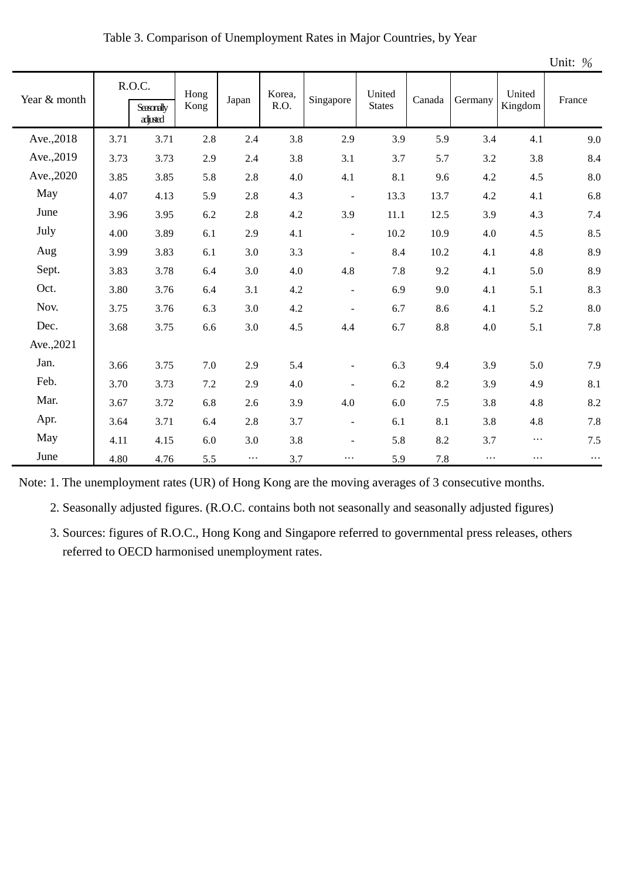Table 3. Comparison of Unemployment Rates in Major Countries, by Year

Unit: ％

| Year & month | R.O.C. | | Hong Kong | Japan | Korea, R.O. | Singapore | United States | Canada | Germany | United Kingdom | France |
|---|---|---|---|---|---|---|---|---|---|---|---|
| | | Seasonally adjusted | | | | | | | | | |
| Ave.,2018 | 3.71 | 3.71 | 2.8 | 2.4 | 3.8 | 2.9 | 3.9 | 5.9 | 3.4 | 4.1 | 9.0 |
| Ave.,2019 | 3.73 | 3.73 | 2.9 | 2.4 | 3.8 | 3.1 | 3.7 | 5.7 | 3.2 | 3.8 | 8.4 |
| Ave.,2020 | 3.85 | 3.85 | 5.8 | 2.8 | 4.0 | 4.1 | 8.1 | 9.6 | 4.2 | 4.5 | 8.0 |
| May | 4.07 | 4.13 | 5.9 | 2.8 | 4.3 | - | 13.3 | 13.7 | 4.2 | 4.1 | 6.8 |
| June | 3.96 | 3.95 | 6.2 | 2.8 | 4.2 | 3.9 | 11.1 | 12.5 | 3.9 | 4.3 | 7.4 |
| July | 4.00 | 3.89 | 6.1 | 2.9 | 4.1 | - | 10.2 | 10.9 | 4.0 | 4.5 | 8.5 |
| Aug | 3.99 | 3.83 | 6.1 | 3.0 | 3.3 | - | 8.4 | 10.2 | 4.1 | 4.8 | 8.9 |
| Sept. | 3.83 | 3.78 | 6.4 | 3.0 | 4.0 | 4.8 | 7.8 | 9.2 | 4.1 | 5.0 | 8.9 |
| Oct. | 3.80 | 3.76 | 6.4 | 3.1 | 4.2 | - | 6.9 | 9.0 | 4.1 | 5.1 | 8.3 |
| Nov. | 3.75 | 3.76 | 6.3 | 3.0 | 4.2 | - | 6.7 | 8.6 | 4.1 | 5.2 | 8.0 |
| Dec. | 3.68 | 3.75 | 6.6 | 3.0 | 4.5 | 4.4 | 6.7 | 8.8 | 4.0 | 5.1 | 7.8 |
| Ave.,2021 | | | | | | | | | | | |
| Jan. | 3.66 | 3.75 | 7.0 | 2.9 | 5.4 | - | 6.3 | 9.4 | 3.9 | 5.0 | 7.9 |
| Feb. | 3.70 | 3.73 | 7.2 | 2.9 | 4.0 | - | 6.2 | 8.2 | 3.9 | 4.9 | 8.1 |
| Mar. | 3.67 | 3.72 | 6.8 | 2.6 | 3.9 | 4.0 | 6.0 | 7.5 | 3.8 | 4.8 | 8.2 |
| Apr. | 3.64 | 3.71 | 6.4 | 2.8 | 3.7 | - | 6.1 | 8.1 | 3.8 | 4.8 | 7.8 |
| May | 4.11 | 4.15 | 6.0 | 3.0 | 3.8 | - | 5.8 | 8.2 | 3.7 | … | 7.5 |
| June | 4.80 | 4.76 | 5.5 | … | 3.7 | … | 5.9 | 7.8 | … | … | … |

Note: 1. The unemployment rates (UR) of Hong Kong are the moving averages of 3 consecutive months.

2. Seasonally adjusted figures. (R.O.C. contains both not seasonally and seasonally adjusted figures)

3. Sources: figures of R.O.C., Hong Kong and Singapore referred to governmental press releases, others referred to OECD harmonised unemployment rates.